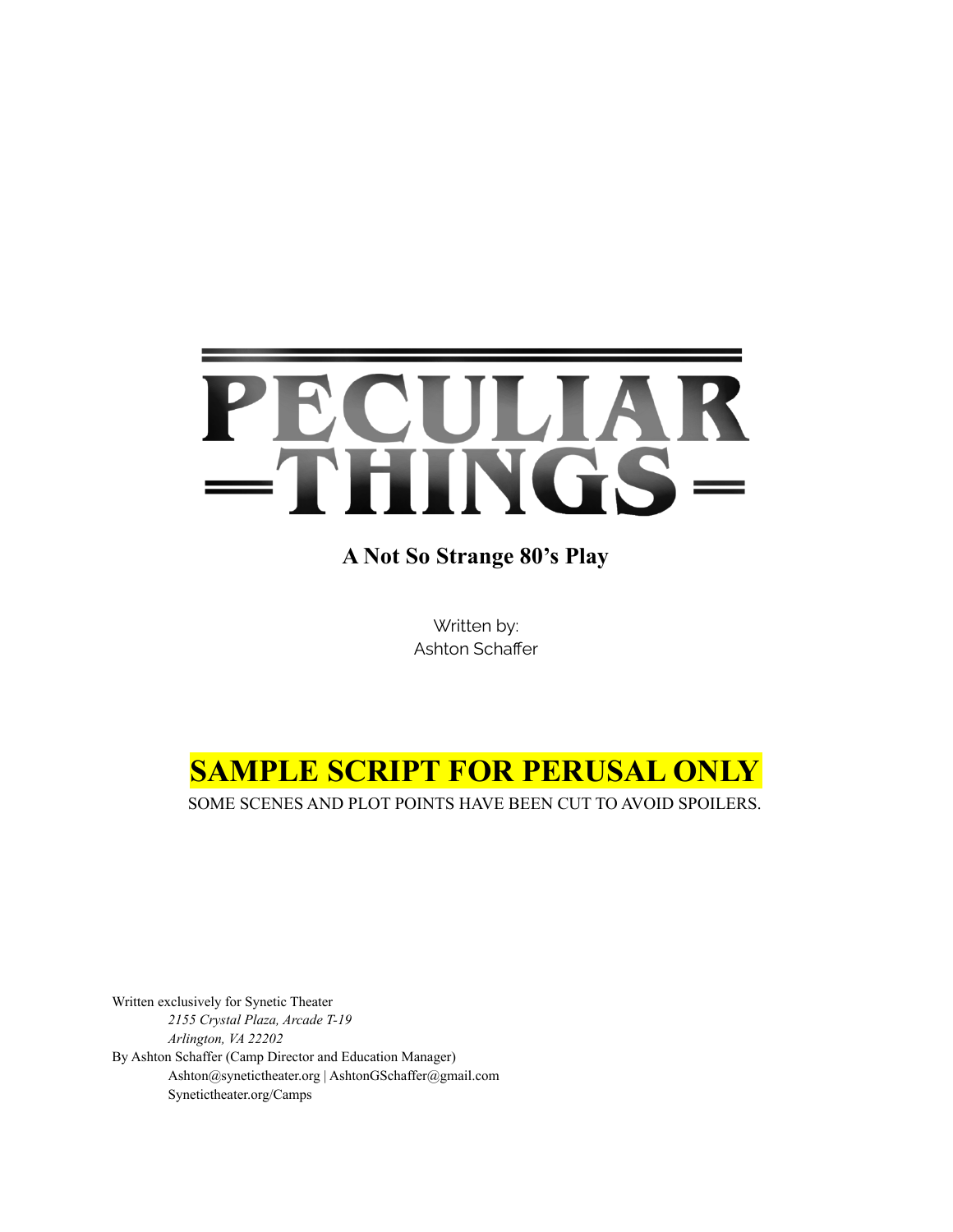# PECULIAR THINGS

**A Not So Strange 80's Play**

Written by:
Ashton Schaffer

## SAMPLE SCRIPT FOR PERUSAL ONLY

SOME SCENES AND PLOT POINTS HAVE BEEN CUT TO AVOID SPOILERS.

Written exclusively for Synetic Theater
*2155 Crystal Plaza, Arcade T-19*
*Arlington, VA 22202*
By Ashton Schaffer (Camp Director and Education Manager)
Ashton@synetictheater.org | AshtonGSchaffer@gmail.com
Synetictheater.org/Camps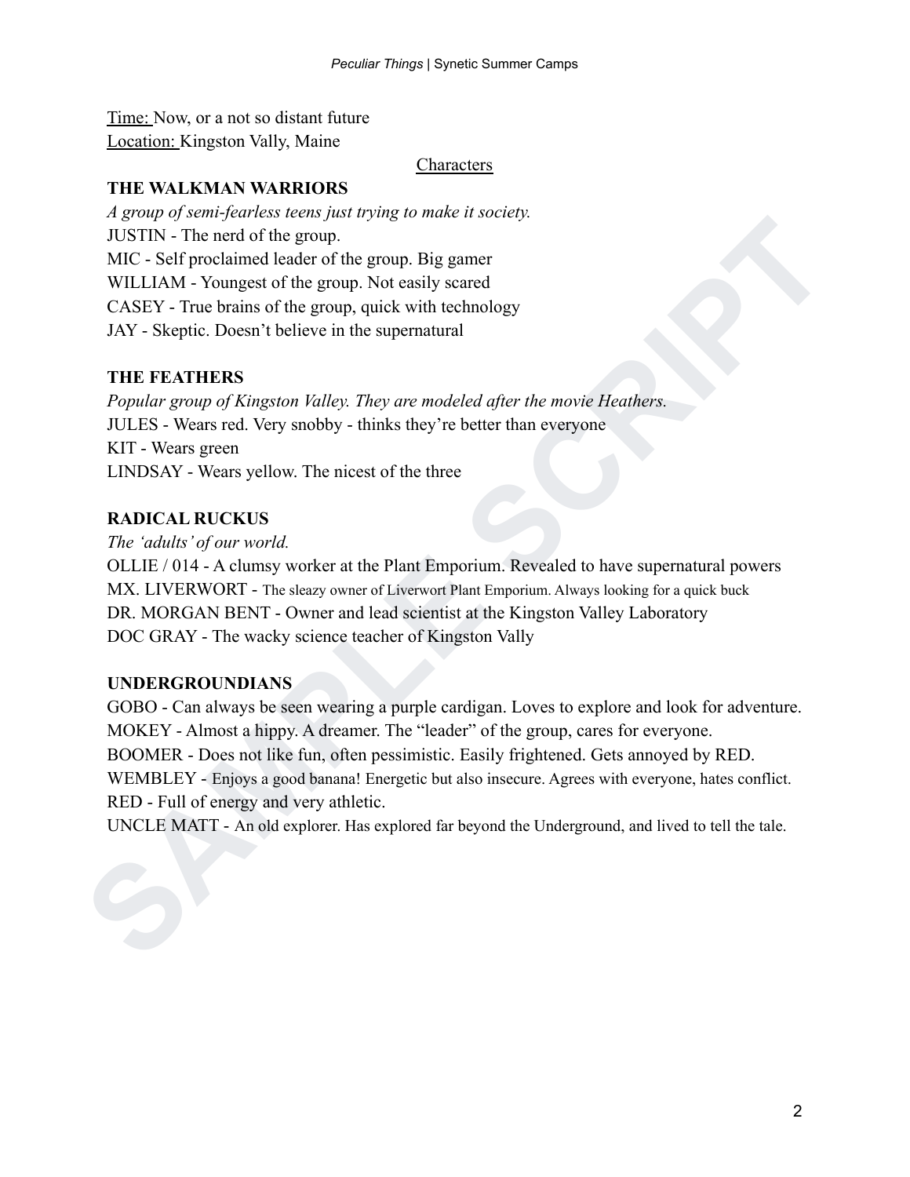Time: Now, or a not so distant future
Location: Kingston Vally, Maine

## Characters

**THE WALKMAN WARRIORS**

*A group of semi-fearless teens just trying to make it society.*

JUSTIN - The nerd of the group.
MIC - Self proclaimed leader of the group. Big gamer
WILLIAM - Youngest of the group. Not easily scared
CASEY - True brains of the group, quick with technology
JAY - Skeptic. Doesn't believe in the supernatural

**THE FEATHERS**

*Popular group of Kingston Valley. They are modeled after the movie Heathers.*

JULES - Wears red. Very snobby - thinks they're better than everyone
KIT - Wears green
LINDSAY - Wears yellow. The nicest of the three

**RADICAL RUCKUS**

*The 'adults' of our world.*

OLLIE / 014 - A clumsy worker at the Plant Emporium. Revealed to have supernatural powers
MX. LIVERWORT - The sleazy owner of Liverwort Plant Emporium. Always looking for a quick buck
DR. MORGAN BENT - Owner and lead scientist at the Kingston Valley Laboratory
DOC GRAY - The wacky science teacher of Kingston Vally

**UNDERGROUNDIANS**

GOBO - Can always be seen wearing a purple cardigan. Loves to explore and look for adventure.
MOKEY - Almost a hippy. A dreamer. The "leader" of the group, cares for everyone.
BOOMER - Does not like fun, often pessimistic. Easily frightened. Gets annoyed by RED.
WEMBLEY - Enjoys a good banana! Energetic but also insecure. Agrees with everyone, hates conflict.
RED - Full of energy and very athletic.
UNCLE MATT - An old explorer. Has explored far beyond the Underground, and lived to tell the tale.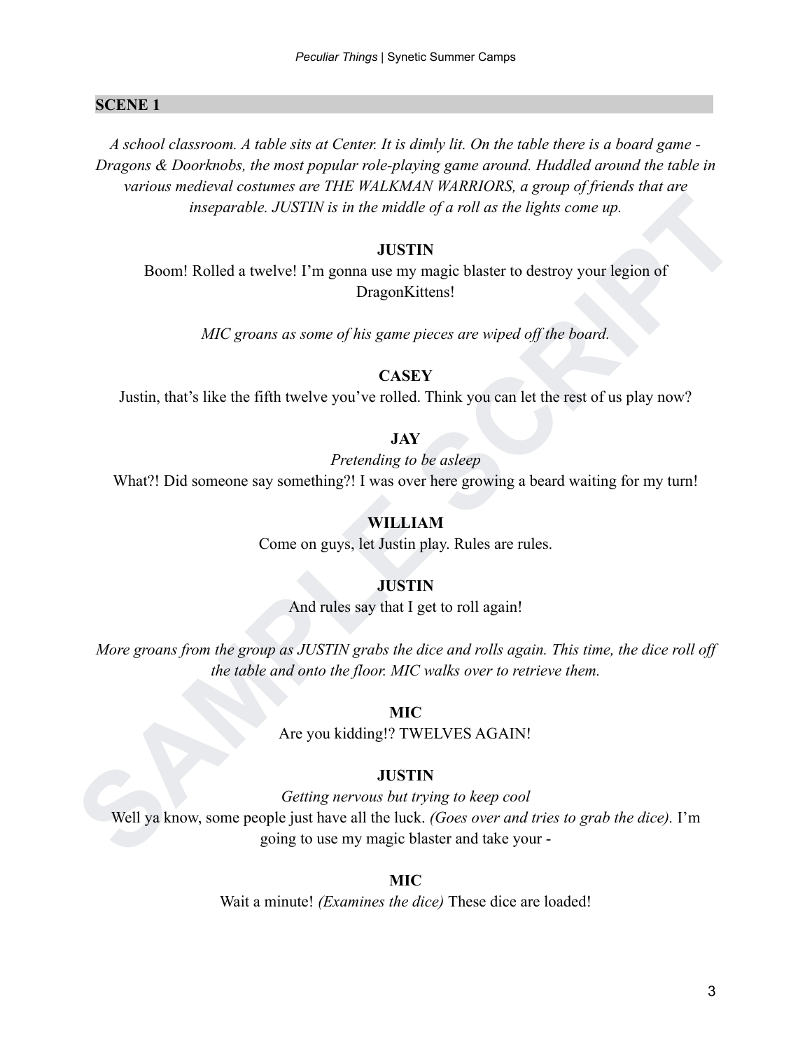## SCENE 1

*A school classroom. A table sits at Center. It is dimly lit. On the table there is a board game - Dragons & Doorknobs, the most popular role-playing game around. Huddled around the table in various medieval costumes are THE WALKMAN WARRIORS, a group of friends that are inseparable. JUSTIN is in the middle of a roll as the lights come up.*

**JUSTIN**

Boom! Rolled a twelve! I'm gonna use my magic blaster to destroy your legion of DragonKittens!

*MIC groans as some of his game pieces are wiped off the board.*

**CASEY**

Justin, that's like the fifth twelve you've rolled. Think you can let the rest of us play now?

**JAY**

*Pretending to be asleep*

What?! Did someone say something?! I was over here growing a beard waiting for my turn!

**WILLIAM**

Come on guys, let Justin play. Rules are rules.

**JUSTIN**

And rules say that I get to roll again!

*More groans from the group as JUSTIN grabs the dice and rolls again. This time, the dice roll off the table and onto the floor. MIC walks over to retrieve them.*

**MIC**

Are you kidding!? TWELVES AGAIN!

**JUSTIN**

*Getting nervous but trying to keep cool*

Well ya know, some people just have all the luck. *(Goes over and tries to grab the dice).* I'm going to use my magic blaster and take your -

**MIC**

Wait a minute! *(Examines the dice)* These dice are loaded!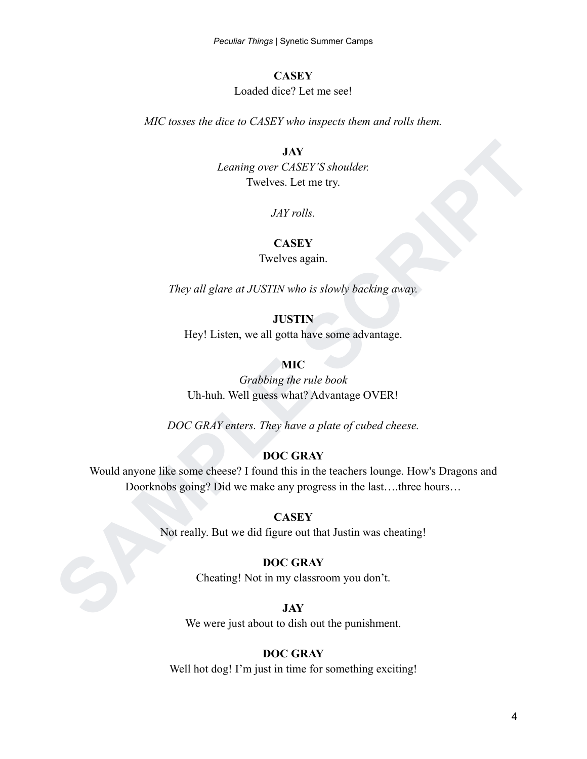**CASEY**

Loaded dice? Let me see!

*MIC tosses the dice to CASEY who inspects them and rolls them.*

**JAY**

*Leaning over CASEY'S shoulder.*

Twelves. Let me try.

*JAY rolls.*

**CASEY**

Twelves again.

*They all glare at JUSTIN who is slowly backing away.*

**JUSTIN**

Hey! Listen, we all gotta have some advantage.

**MIC**

*Grabbing the rule book*

Uh-huh. Well guess what? Advantage OVER!

*DOC GRAY enters. They have a plate of cubed cheese.*

**DOC GRAY**

Would anyone like some cheese? I found this in the teachers lounge. How's Dragons and Doorknobs going? Did we make any progress in the last….three hours…

**CASEY**

Not really. But we did figure out that Justin was cheating!

**DOC GRAY**

Cheating! Not in my classroom you don't.

**JAY**

We were just about to dish out the punishment.

**DOC GRAY**

Well hot dog! I'm just in time for something exciting!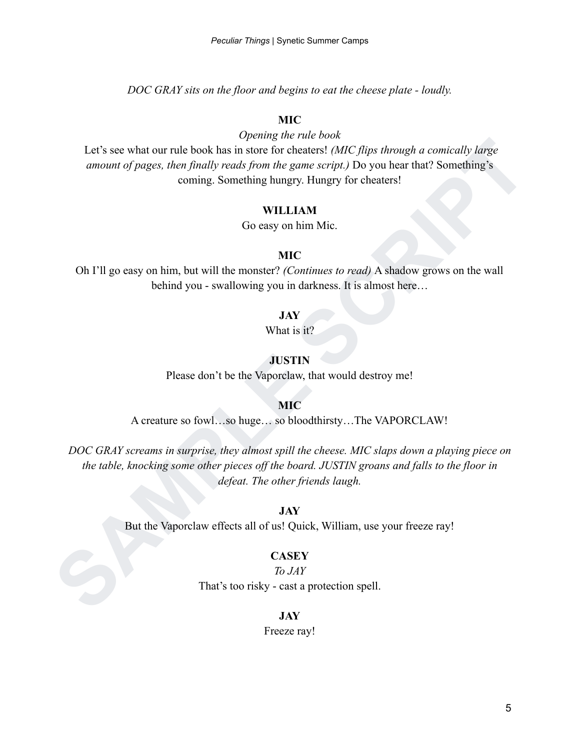*DOC GRAY sits on the floor and begins to eat the cheese plate - loudly.*

**MIC**

*Opening the rule book*

Let's see what our rule book has in store for cheaters! *(MIC flips through a comically large amount of pages, then finally reads from the game script.)* Do you hear that? Something's coming. Something hungry. Hungry for cheaters!

**WILLIAM**

Go easy on him Mic.

**MIC**

Oh I'll go easy on him, but will the monster? *(Continues to read)* A shadow grows on the wall behind you - swallowing you in darkness. It is almost here…

**JAY**

What is it?

**JUSTIN**

Please don't be the Vaporclaw, that would destroy me!

**MIC**

A creature so fowl…so huge… so bloodthirsty…The VAPORCLAW!

*DOC GRAY screams in surprise, they almost spill the cheese. MIC slaps down a playing piece on the table, knocking some other pieces off the board. JUSTIN groans and falls to the floor in defeat. The other friends laugh.*

**JAY**

But the Vaporclaw effects all of us! Quick, William, use your freeze ray!

**CASEY**

*To JAY*

That's too risky - cast a protection spell.

**JAY**

Freeze ray!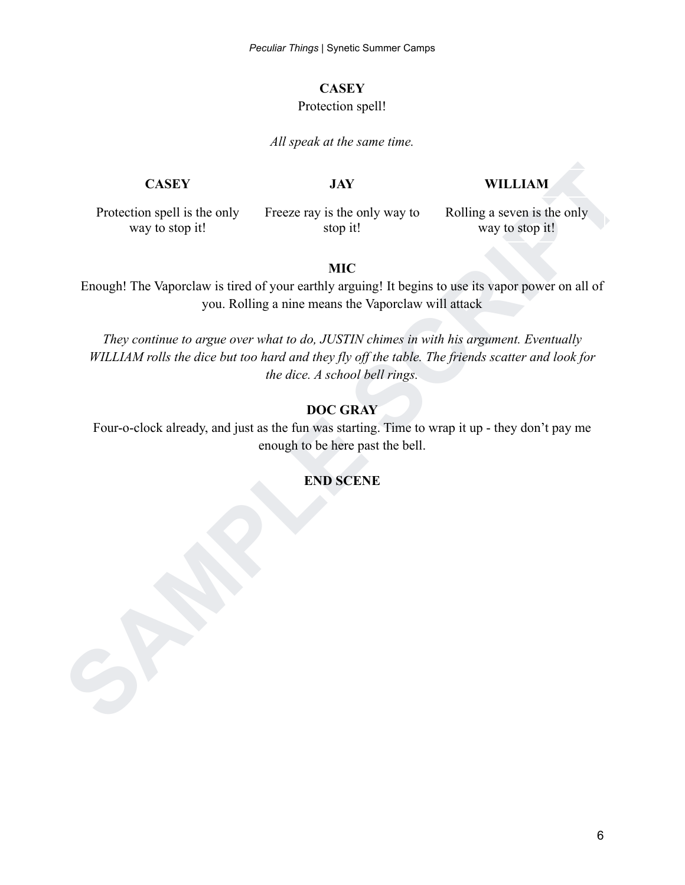**CASEY**

Protection spell!

*All speak at the same time.*

| CASEY | JAY | WILLIAM |
|---|---|---|
| Protection spell is the only way to stop it! | Freeze ray is the only way to stop it! | Rolling a seven is the only way to stop it! |

**MIC**

Enough! The Vaporclaw is tired of your earthly arguing! It begins to use its vapor power on all of you. Rolling a nine means the Vaporclaw will attack

*They continue to argue over what to do, JUSTIN chimes in with his argument. Eventually WILLIAM rolls the dice but too hard and they fly off the table. The friends scatter and look for the dice. A school bell rings.*

**DOC GRAY**

Four-o-clock already, and just as the fun was starting. Time to wrap it up - they don't pay me enough to be here past the bell.

**END SCENE**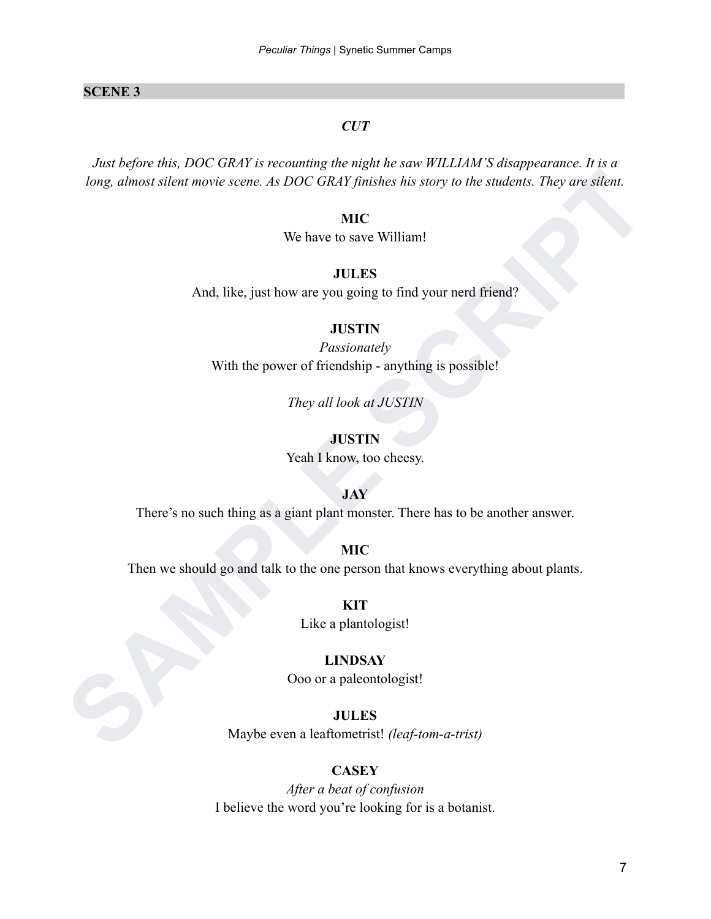## SCENE 3

***CUT***

*Just before this, DOC GRAY is recounting the night he saw WILLIAM'S disappearance. It is a long, almost silent movie scene. As DOC GRAY finishes his story to the students. They are silent.*

**MIC**
We have to save William!

**JULES**
And, like, just how are you going to find your nerd friend?

**JUSTIN**
*Passionately*
With the power of friendship - anything is possible!

*They all look at JUSTIN*

**JUSTIN**
Yeah I know, too cheesy.

**JAY**
There's no such thing as a giant plant monster. There has to be another answer.

**MIC**
Then we should go and talk to the one person that knows everything about plants.

**KIT**
Like a plantologist!

**LINDSAY**
Ooo or a paleontologist!

**JULES**
Maybe even a leaftometrist! *(leaf-tom-a-trist)*

**CASEY**
*After a beat of confusion*
I believe the word you're looking for is a botanist.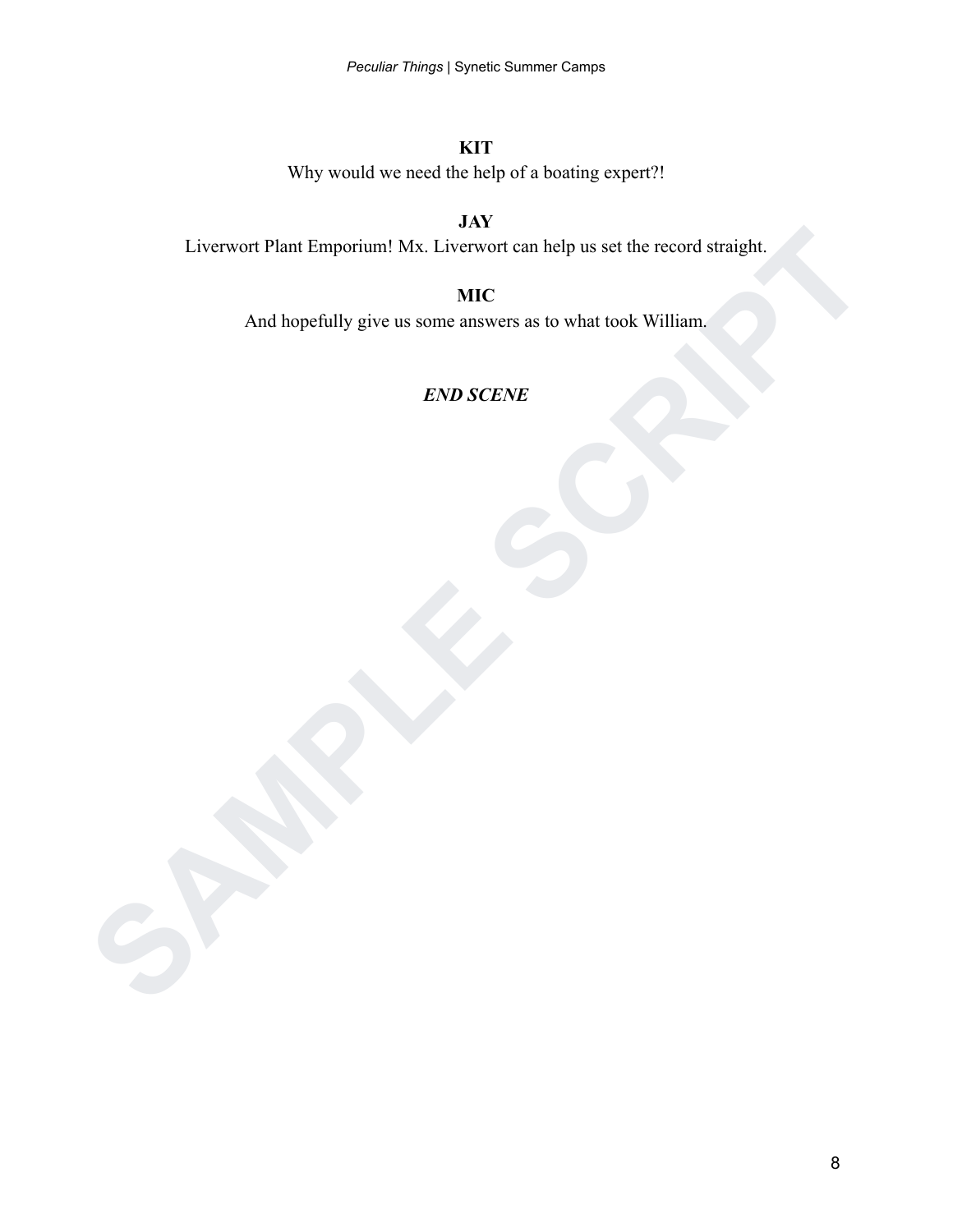**KIT**

Why would we need the help of a boating expert?!

**JAY**

Liverwort Plant Emporium! Mx. Liverwort can help us set the record straight.

**MIC**

And hopefully give us some answers as to what took William.

***END SCENE***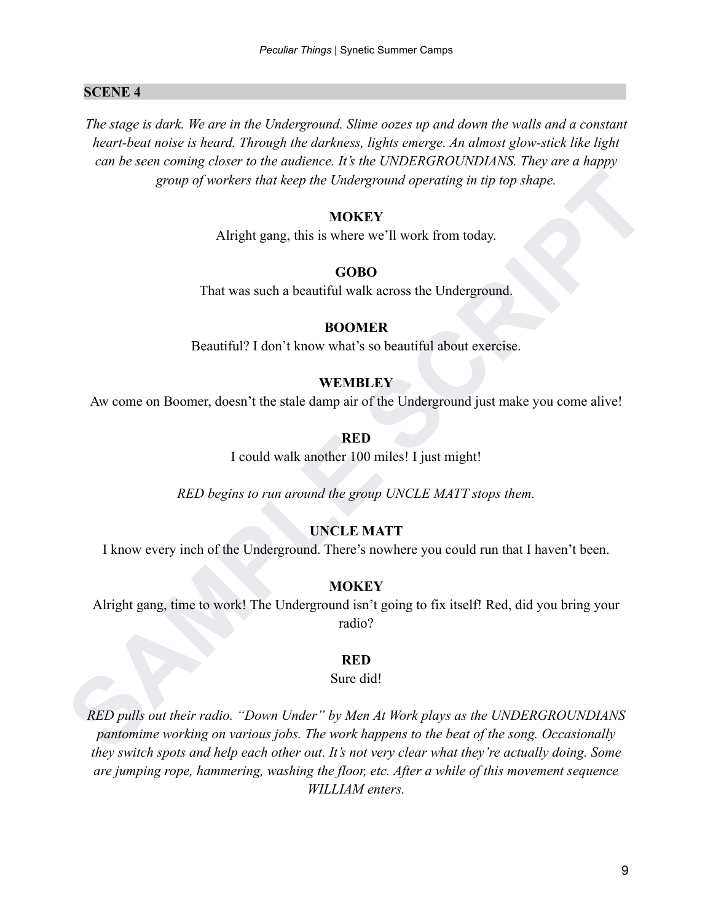## SCENE 4

*The stage is dark. We are in the Underground. Slime oozes up and down the walls and a constant heart-beat noise is heard. Through the darkness, lights emerge. An almost glow-stick like light can be seen coming closer to the audience. It's the UNDERGROUNDIANS. They are a happy group of workers that keep the Underground operating in tip top shape.*

**MOKEY**
Alright gang, this is where we'll work from today.

**GOBO**
That was such a beautiful walk across the Underground.

**BOOMER**
Beautiful? I don't know what's so beautiful about exercise.

**WEMBLEY**
Aw come on Boomer, doesn't the stale damp air of the Underground just make you come alive!

**RED**
I could walk another 100 miles! I just might!

*RED begins to run around the group UNCLE MATT stops them.*

**UNCLE MATT**
I know every inch of the Underground. There's nowhere you could run that I haven't been.

**MOKEY**
Alright gang, time to work! The Underground isn't going to fix itself! Red, did you bring your radio?

**RED**
Sure did!

*RED pulls out their radio. "Down Under" by Men At Work plays as the UNDERGROUNDIANS pantomime working on various jobs. The work happens to the beat of the song. Occasionally they switch spots and help each other out. It's not very clear what they're actually doing. Some are jumping rope, hammering, washing the floor, etc. After a while of this movement sequence WILLIAM enters.*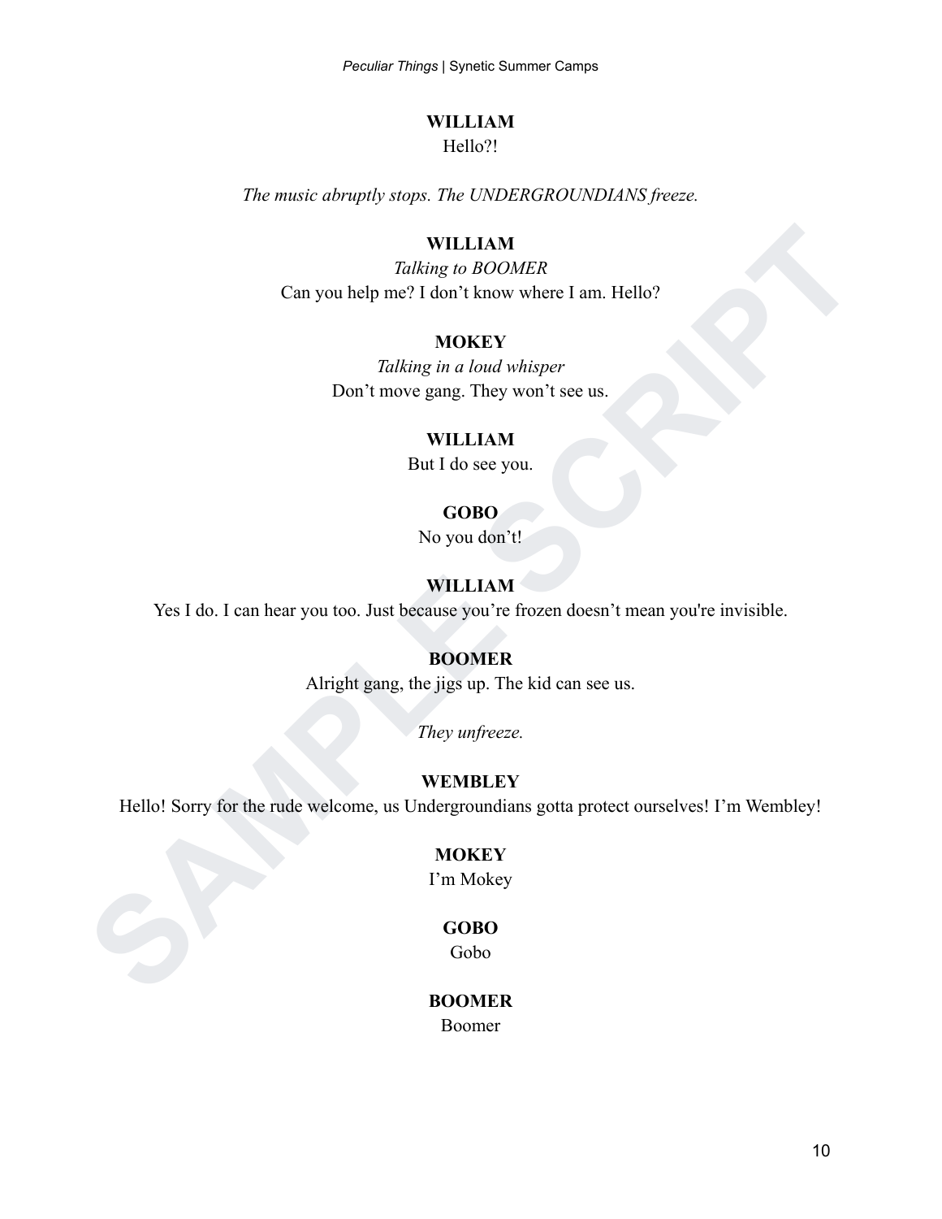**WILLIAM**

Hello?!

*The music abruptly stops. The UNDERGROUNDIANS freeze.*

**WILLIAM**

*Talking to BOOMER*

Can you help me? I don't know where I am. Hello?

**MOKEY**

*Talking in a loud whisper*

Don't move gang. They won't see us.

**WILLIAM**

But I do see you.

**GOBO**

No you don't!

**WILLIAM**

Yes I do. I can hear you too. Just because you're frozen doesn't mean you're invisible.

**BOOMER**

Alright gang, the jigs up. The kid can see us.

*They unfreeze.*

**WEMBLEY**

Hello! Sorry for the rude welcome, us Undergroundians gotta protect ourselves! I'm Wembley!

**MOKEY**

I'm Mokey

**GOBO**

Gobo

**BOOMER**

Boomer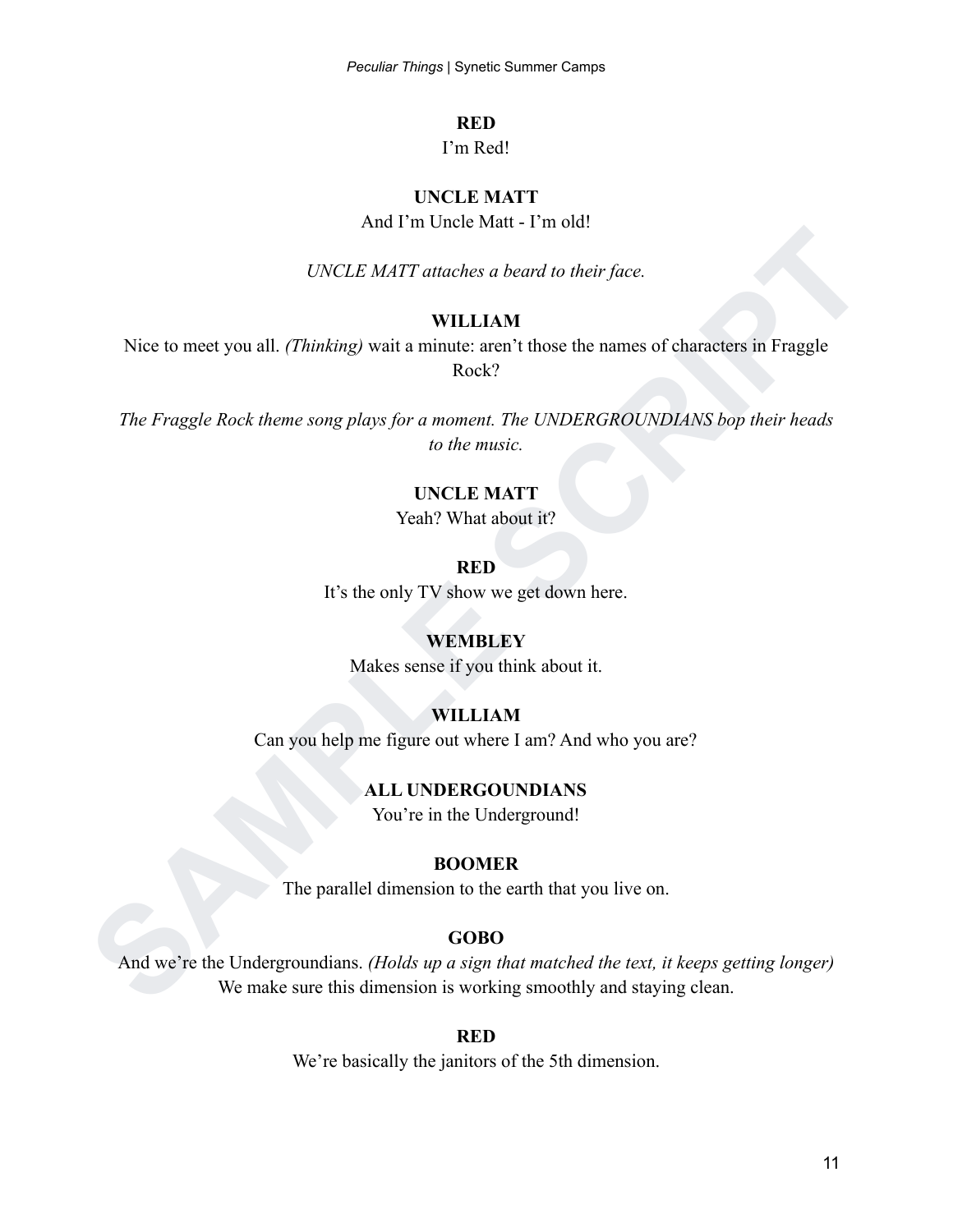**RED**

I'm Red!

**UNCLE MATT**

And I'm Uncle Matt - I'm old!

*UNCLE MATT attaches a beard to their face.*

**WILLIAM**

Nice to meet you all. *(Thinking)* wait a minute: aren't those the names of characters in Fraggle Rock?

*The Fraggle Rock theme song plays for a moment. The UNDERGROUNDIANS bop their heads to the music.*

**UNCLE MATT**

Yeah? What about it?

**RED**

It's the only TV show we get down here.

**WEMBLEY**

Makes sense if you think about it.

**WILLIAM**

Can you help me figure out where I am? And who you are?

**ALL UNDERGOUNDIANS**

You're in the Underground!

**BOOMER**

The parallel dimension to the earth that you live on.

**GOBO**

And we're the Undergroundians. *(Holds up a sign that matched the text, it keeps getting longer)* We make sure this dimension is working smoothly and staying clean.

**RED**

We're basically the janitors of the 5th dimension.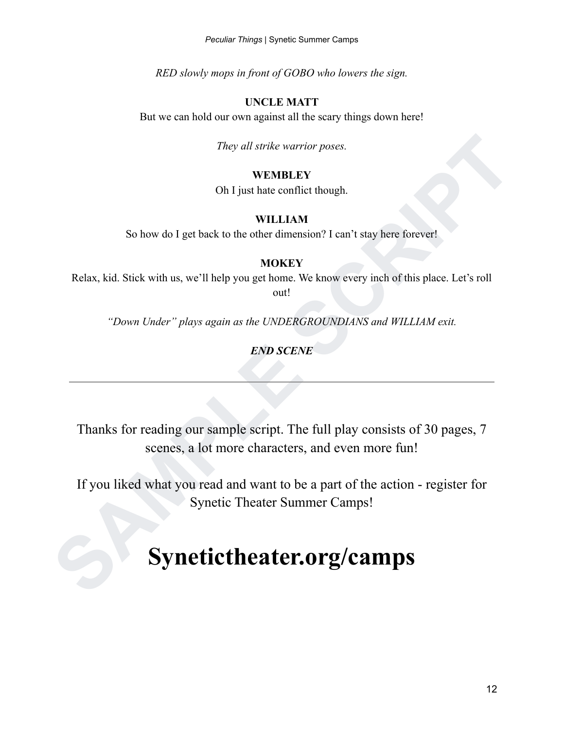*RED slowly mops in front of GOBO who lowers the sign.*

**UNCLE MATT**

But we can hold our own against all the scary things down here!

*They all strike warrior poses.*

**WEMBLEY**

Oh I just hate conflict though.

**WILLIAM**

So how do I get back to the other dimension? I can't stay here forever!

**MOKEY**

Relax, kid. Stick with us, we'll help you get home. We know every inch of this place. Let's roll out!

*"Down Under" plays again as the UNDERGROUNDIANS and WILLIAM exit.*

***END SCENE***

---

Thanks for reading our sample script. The full play consists of 30 pages, 7 scenes, a lot more characters, and even more fun!

If you liked what you read and want to be a part of the action - register for Synetic Theater Summer Camps!

# Synetictheater.org/camps